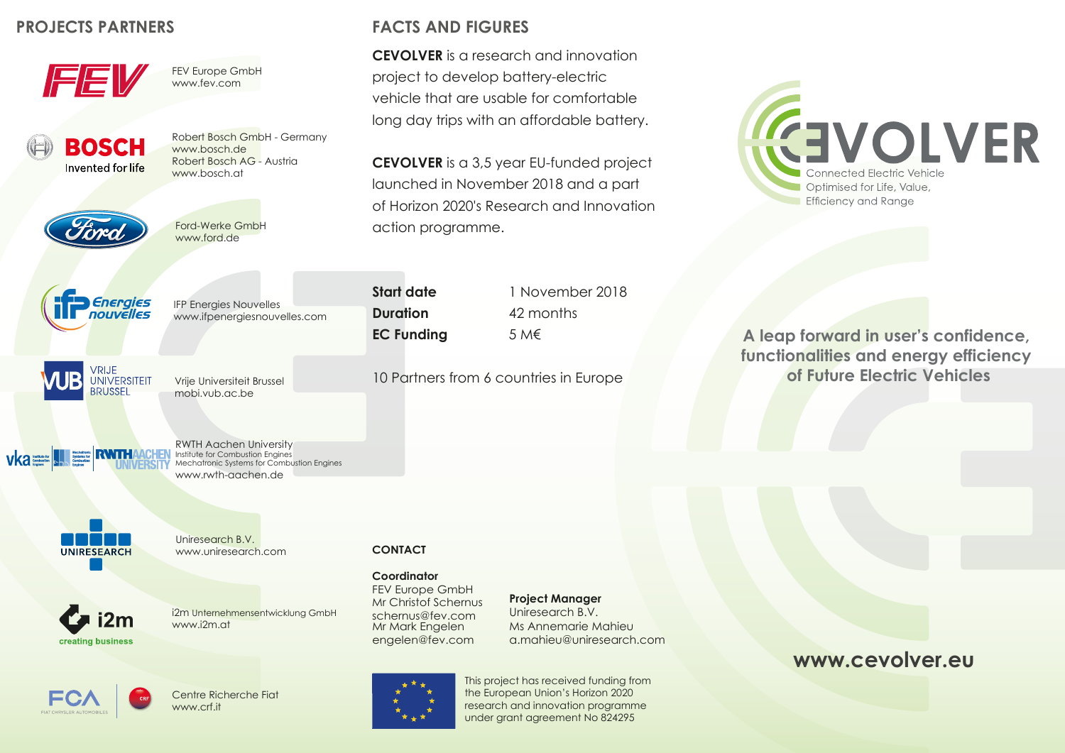## PROJECTS PARTNERS

FEV Europe GmbH
www.fev.com

Robert Bosch GmbH - Germany
www.bosch.de
Robert Bosch AG - Austria
www.bosch.at

Ford-Werke GmbH
www.ford.de

IFP Energies Nouvelles
www.ifpenergiesnouvelles.com

Vrije Universiteit Brussel
mobi.vub.ac.be

RWTH Aachen University
Institute for Combustion Engines
Mechatronic Systems for Combustion Engines
www.rwth-aachen.de

Uniresearch B.V.
www.uniresearch.com

i2m Unternehmensentwicklung GmbH
www.i2m.at

Centre Richerche Fiat
www.crf.it

## FACTS AND FIGURES

**CEVOLVER** is a research and innovation project to develop battery-electric vehicle that are usable for comfortable long day trips with an affordable battery.

**CEVOLVER** is a 3,5 year EU-funded project launched in November 2018 and a part of Horizon 2020's Research and Innovation action programme.

| | |
|---|---|
| **Start date** | 1 November 2018 |
| **Duration** | 42 months |
| **EC Funding** | 5 M€ |

10 Partners from 6 countries in Europe

### CONTACT

**Coordinator**
FEV Europe GmbH
Mr Christof Schernus
schernus@fev.com
Mr Mark Engelen
engelen@fev.com

**Project Manager**
Uniresearch B.V.
Ms Annemarie Mahieu
a.mahieu@uniresearch.com

This project has received funding from the European Union's Horizon 2020 research and innovation programme under grant agreement No 824295

# CEVOLVER

Connected Electric Vehicle
Optimised for Life, Value,
Efficiency and Range

**A leap forward in user's confidence, functionalities and energy efficiency of Future Electric Vehicles**

**www.cevolver.eu**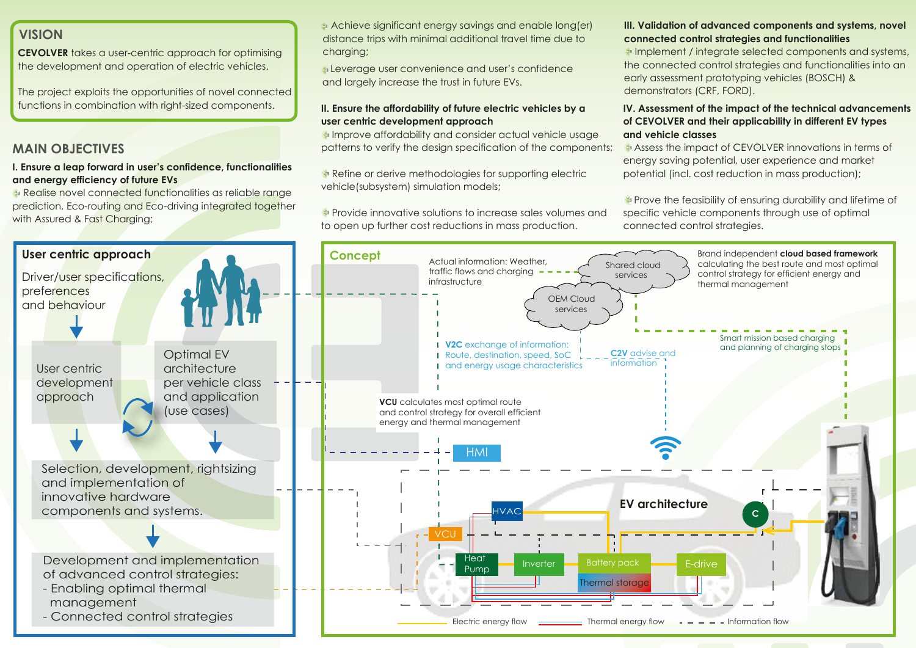## VISION

**CEVOLVER** takes a user-centric approach for optimising the development and operation of electric vehicles.

The project exploits the opportunities of novel connected functions in combination with right-sized components.

## MAIN OBJECTIVES

**I. Ensure a leap forward in user's confidence, functionalities and energy efficiency of future EVs**

- Realise novel connected functionalities as reliable range prediction, Eco-routing and Eco-driving integrated together with Assured & Fast Charging;
- Achieve significant energy savings and enable long(er) distance trips with minimal additional travel time due to charging;
- Leverage user convenience and user's confidence and largely increase the trust in future EVs.

**II. Ensure the affordability of future electric vehicles by a user centric development approach**

- Improve affordability and consider actual vehicle usage patterns to verify the design specification of the components;
- Refine or derive methodologies for supporting electric vehicle(subsystem) simulation models;
- Provide innovative solutions to increase sales volumes and to open up further cost reductions in mass production.

**III. Validation of advanced components and systems, novel connected control strategies and functionalities**

- Implement / integrate selected components and systems, the connected control strategies and functionalities into an early assessment prototyping vehicles (BOSCH) & demonstrators (CRF, FORD).

**IV. Assessment of the impact of the technical advancements of CEVOLVER and their applicability in different EV types and vehicle classes**

- Assess the impact of CEVOLVER innovations in terms of energy saving potential, user experience and market potential (incl. cost reduction in mass production);
- Prove the feasibility of ensuring durability and lifetime of specific vehicle components through use of optimal connected control strategies.

### User centric approach

Driver/user specifications, preferences and behaviour

User centric development approach

Optimal EV architecture per vehicle class and application (use cases)

Selection, development, rightsizing and implementation of innovative hardware components and systems.

Development and implementation of advanced control strategies:
- Enabling optimal thermal management
- Connected control strategies

### Concept

Actual information: Weather, traffic flows and charging infrastructure

Shared cloud services

OEM Cloud services

Brand independent **cloud based framework** calculating the best route and most optimal control strategy for efficient energy and thermal management

**V2C** exchange of information: Route, destination, speed, SoC and energy usage characteristics

**C2V** advise and information

Smart mission based charging and planning of charging stops

**VCU** calculates most optimal route and control strategy for overall efficient energy and thermal management

HMI

**EV architecture**

HVAC

VCU

Heat Pump

Inverter

Battery pack

Thermal storage

E-drive

C

Electric energy flow

Thermal energy flow

Information flow